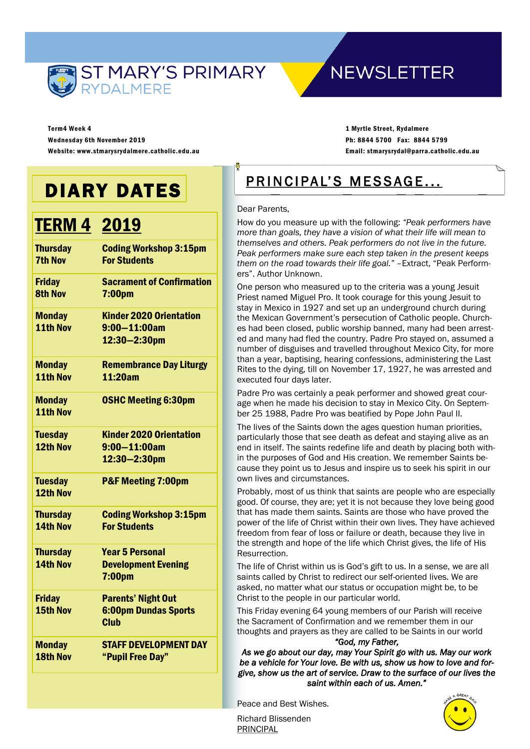# ST MARY'S PRIMARY RYDALMERE

# NEWSLETTER

**Term4 Week 4**
**Wednesday 6th November 2019**
**Website: www.stmarysrydalmere.catholic.edu.au**

**1 Myrtle Street, Rydalmere**
**Ph: 8844 5700 Fax: 8844 5799**
**Email: stmarysrydal@parra.catholic.edu.au**

## DIARY DATES

| TERM 4 | 2019 |
|---|---|
| Thursday 7th Nov | Coding Workshop 3:15pm For Students |
| Friday 8th Nov | Sacrament of Confirmation 7:00pm |
| Monday 11th Nov | Kinder 2020 Orientation 9:00—11:00am 12:30—2:30pm |
| Monday 11th Nov | Remembrance Day Liturgy 11:20am |
| Monday 11th Nov | OSHC Meeting 6:30pm |
| Tuesday 12th Nov | Kinder 2020 Orientation 9:00—11:00am 12:30—2:30pm |
| Tuesday 12th Nov | P&F Meeting 7:00pm |
| Thursday 14th Nov | Coding Workshop 3:15pm For Students |
| Thursday 14th Nov | Year 5 Personal Development Evening 7:00pm |
| Friday 15th Nov | Parents' Night Out 6:00pm Dundas Sports Club |
| Monday 18th Nov | STAFF DEVELOPMENT DAY "Pupil Free Day" |

## PRINCIPAL'S MESSAGE...

Dear Parents,

How do you measure up with the following: *"Peak performers have more than goals, they have a vision of what their life will mean to themselves and others. Peak performers do not live in the future. Peak performers make sure each step taken in the present keeps them on the road towards their life goal."* –Extract, "Peak Performers". Author Unknown.

One person who measured up to the criteria was a young Jesuit Priest named Miguel Pro. It took courage for this young Jesuit to stay in Mexico in 1927 and set up an underground church during the Mexican Government's persecution of Catholic people. Churches had been closed, public worship banned, many had been arrested and many had fled the country. Padre Pro stayed on, assumed a number of disguises and travelled throughout Mexico City, for more than a year, baptising, hearing confessions, administering the Last Rites to the dying, till on November 17, 1927, he was arrested and executed four days later.

Padre Pro was certainly a peak performer and showed great courage when he made his decision to stay in Mexico City. On September 25 1988, Padre Pro was beatified by Pope John Paul II.

The lives of the Saints down the ages question human priorities, particularly those that see death as defeat and staying alive as an end in itself. The saints redefine life and death by placing both within the purposes of God and His creation. We remember Saints because they point us to Jesus and inspire us to seek his spirit in our own lives and circumstances.

Probably, most of us think that saints are people who are especially good. Of course, they are; yet it is not because they love being good that has made them saints. Saints are those who have proved the power of the life of Christ within their own lives. They have achieved freedom from fear of loss or failure or death, because they live in the strength and hope of the life which Christ gives, the life of His Resurrection.

The life of Christ within us is God's gift to us. In a sense, we are all saints called by Christ to redirect our self-oriented lives. We are asked, no matter what our status or occupation might be, to be Christ to the people in our particular world.

This Friday evening 64 young members of our Parish will receive the Sacrament of Confirmation and we remember them in our thoughts and prayers as they are called to be Saints in our world

*"God, my Father,*
*As we go about our day, may Your Spirit go with us. May our work be a vehicle for Your love. Be with us, show us how to love and forgive, show us the art of service. Draw to the surface of our lives the saint within each of us. Amen."*

Peace and Best Wishes.

Richard Blissenden
PRINCIPAL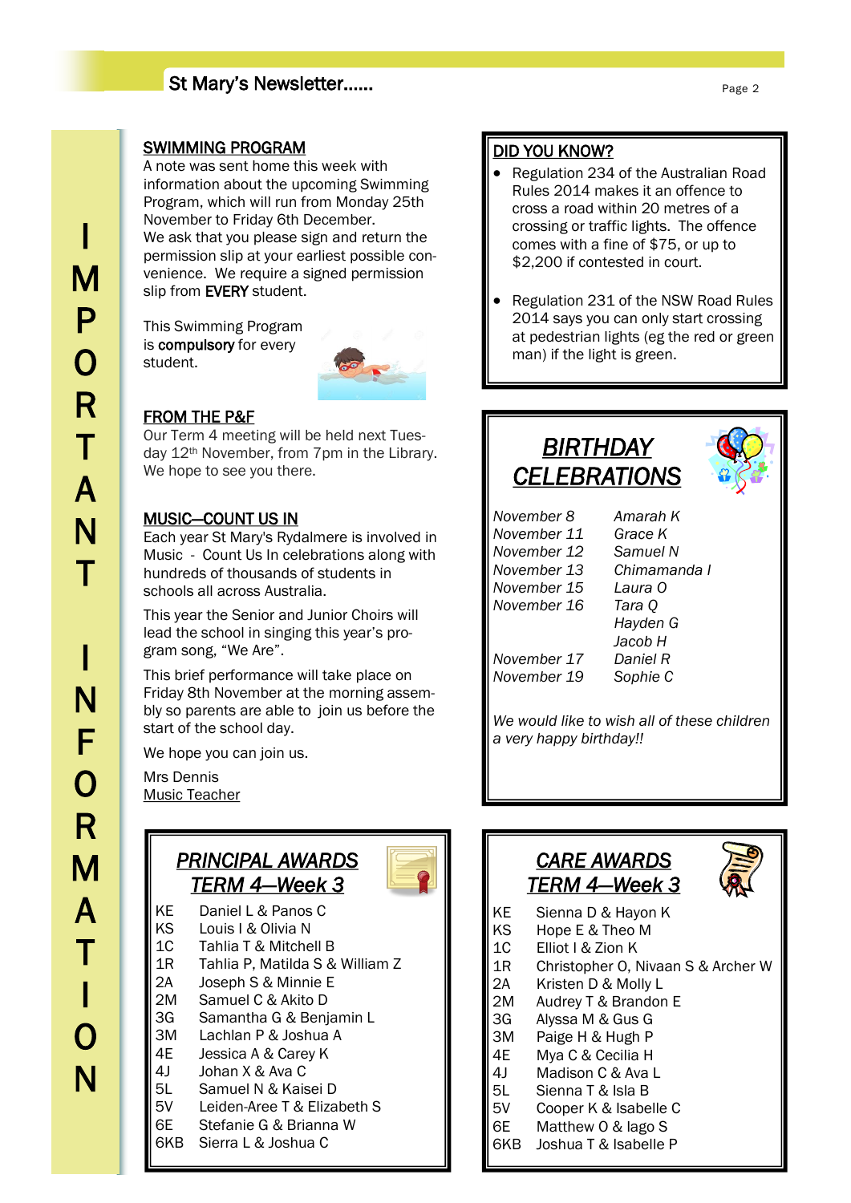# IMPORTANT INFORMATION

## SWIMMING PROGRAM

A note was sent home this week with information about the upcoming Swimming Program, which will run from Monday 25th November to Friday 6th December.

We ask that you please sign and return the permission slip at your earliest possible convenience. We require a signed permission slip from **EVERY** student.

This Swimming Program is **compulsory** for every student.

## FROM THE P&F

Our Term 4 meeting will be held next Tuesday 12th November, from 7pm in the Library. We hope to see you there.

## MUSIC—COUNT US IN

Each year St Mary's Rydalmere is involved in Music - Count Us In celebrations along with hundreds of thousands of students in schools all across Australia.

This year the Senior and Junior Choirs will lead the school in singing this year's program song, "We Are".

This brief performance will take place on Friday 8th November at the morning assembly so parents are able to join us before the start of the school day.

We hope you can join us.

Mrs Dennis
Music Teacher

## DID YOU KNOW?

- Regulation 234 of the Australian Road Rules 2014 makes it an offence to cross a road within 20 metres of a crossing or traffic lights. The offence comes with a fine of $75, or up to $2,200 if contested in court.
- Regulation 231 of the NSW Road Rules 2014 says you can only start crossing at pedestrian lights (eg the red or green man) if the light is green.

## *BIRTHDAY CELEBRATIONS*

| | |
|---|---|
| *November 8* | *Amarah K* |
| *November 11* | *Grace K* |
| *November 12* | *Samuel N* |
| *November 13* | *Chimamanda I* |
| *November 15* | *Laura O* |
| *November 16* | *Tara Q* |
| | *Hayden G* |
| | *Jacob H* |
| *November 17* | *Daniel R* |
| *November 19* | *Sophie C* |

*We would like to wish all of these children a very happy birthday!!*

## *PRINCIPAL AWARDS TERM 4—Week 3*

| | |
|---|---|
| KE | Daniel L & Panos C |
| KS | Louis I & Olivia N |
| 1C | Tahlia T & Mitchell B |
| 1R | Tahlia P, Matilda S & William Z |
| 2A | Joseph S & Minnie E |
| 2M | Samuel C & Akito D |
| 3G | Samantha G & Benjamin L |
| 3M | Lachlan P & Joshua A |
| 4E | Jessica A & Carey K |
| 4J | Johan X & Ava C |
| 5L | Samuel N & Kaisei D |
| 5V | Leiden-Aree T & Elizabeth S |
| 6E | Stefanie G & Brianna W |
| 6KB | Sierra L & Joshua C |

## *CARE AWARDS TERM 4—Week 3*

| | |
|---|---|
| KE | Sienna D & Hayon K |
| KS | Hope E & Theo M |
| 1C | Elliot I & Zion K |
| 1R | Christopher O, Nivaan S & Archer W |
| 2A | Kristen D & Molly L |
| 2M | Audrey T & Brandon E |
| 3G | Alyssa M & Gus G |
| 3M | Paige H & Hugh P |
| 4E | Mya C & Cecilia H |
| 4J | Madison C & Ava L |
| 5L | Sienna T & Isla B |
| 5V | Cooper K & Isabelle C |
| 6E | Matthew O & Iago S |
| 6KB | Joshua T & Isabelle P |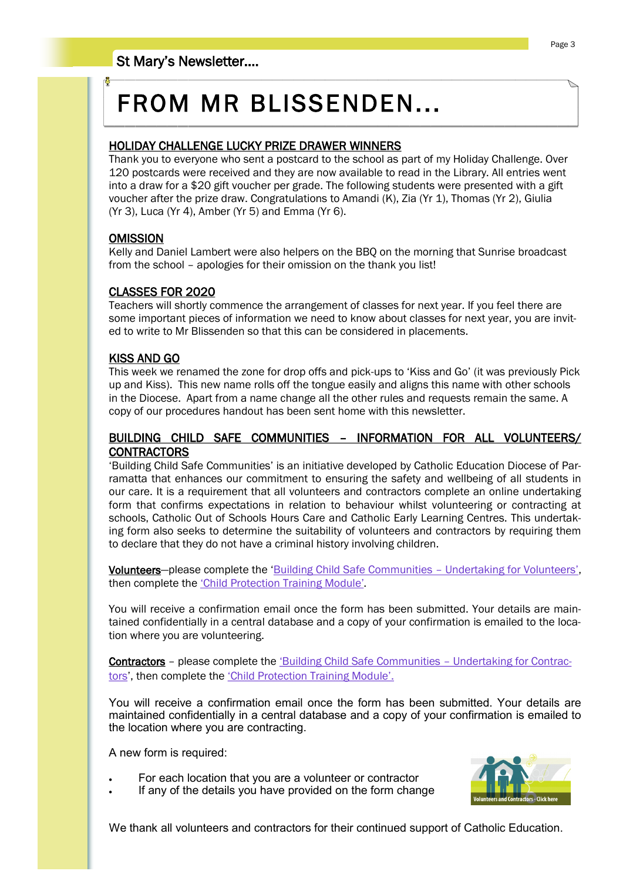# FROM MR BLISSENDEN...

## HOLIDAY CHALLENGE LUCKY PRIZE DRAWER WINNERS

Thank you to everyone who sent a postcard to the school as part of my Holiday Challenge. Over 120 postcards were received and they are now available to read in the Library. All entries went into a draw for a $20 gift voucher per grade. The following students were presented with a gift voucher after the prize draw. Congratulations to Amandi (K), Zia (Yr 1), Thomas (Yr 2), Giulia (Yr 3), Luca (Yr 4), Amber (Yr 5) and Emma (Yr 6).

## OMISSION

Kelly and Daniel Lambert were also helpers on the BBQ on the morning that Sunrise broadcast from the school – apologies for their omission on the thank you list!

## CLASSES FOR 2020

Teachers will shortly commence the arrangement of classes for next year. If you feel there are some important pieces of information we need to know about classes for next year, you are invited to write to Mr Blissenden so that this can be considered in placements.

## KISS AND GO

This week we renamed the zone for drop offs and pick-ups to 'Kiss and Go' (it was previously Pick up and Kiss). This new name rolls off the tongue easily and aligns this name with other schools in the Diocese. Apart from a name change all the other rules and requests remain the same. A copy of our procedures handout has been sent home with this newsletter.

## BUILDING CHILD SAFE COMMUNITIES – INFORMATION FOR ALL VOLUNTEERS/ CONTRACTORS

'Building Child Safe Communities' is an initiative developed by Catholic Education Diocese of Parramatta that enhances our commitment to ensuring the safety and wellbeing of all students in our care. It is a requirement that all volunteers and contractors complete an online undertaking form that confirms expectations in relation to behaviour whilst volunteering or contracting at schools, Catholic Out of Schools Hours Care and Catholic Early Learning Centres. This undertaking form also seeks to determine the suitability of volunteers and contractors by requiring them to declare that they do not have a criminal history involving children.

**Volunteers**—please complete the 'Building Child Safe Communities – Undertaking for Volunteers', then complete the 'Child Protection Training Module'.

You will receive a confirmation email once the form has been submitted. Your details are maintained confidentially in a central database and a copy of your confirmation is emailed to the location where you are volunteering.

**Contractors** – please complete the 'Building Child Safe Communities – Undertaking for Contractors', then complete the 'Child Protection Training Module'.

You will receive a confirmation email once the form has been submitted. Your details are maintained confidentially in a central database and a copy of your confirmation is emailed to the location where you are contracting.

A new form is required:

- For each location that you are a volunteer or contractor
- If any of the details you have provided on the form change

Volunteers and Contractors - Click here

We thank all volunteers and contractors for their continued support of Catholic Education.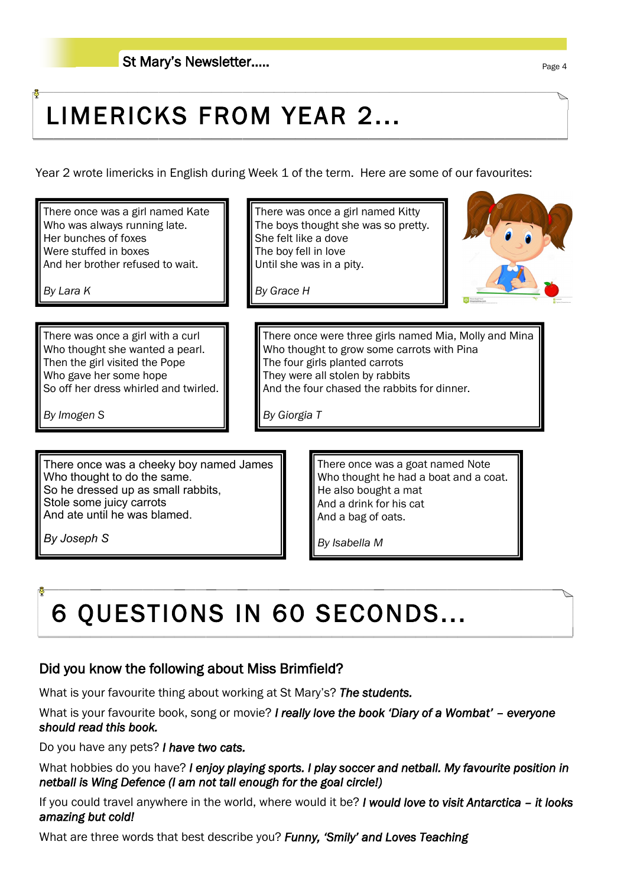# LIMERICKS FROM YEAR 2...

Year 2 wrote limericks in English during Week 1 of the term. Here are some of our favourites:

There once was a girl named Kate
Who was always running late.
Her bunches of foxes
Were stuffed in boxes
And her brother refused to wait.

*By Lara K*

There was once a girl named Kitty
The boys thought she was so pretty.
She felt like a dove
The boy fell in love
Until she was in a pity.

*By Grace H*

There was once a girl with a curl
Who thought she wanted a pearl.
Then the girl visited the Pope
Who gave her some hope
So off her dress whirled and twirled.

*By Imogen S*

There once were three girls named Mia, Molly and Mina
Who thought to grow some carrots with Pina
The four girls planted carrots
They were all stolen by rabbits
And the four chased the rabbits for dinner.

*By Giorgia T*

There once was a cheeky boy named James
Who thought to do the same.
So he dressed up as small rabbits,
Stole some juicy carrots
And ate until he was blamed.

*By Joseph S*

There once was a goat named Note
Who thought he had a boat and a coat.
He also bought a mat
And a drink for his cat
And a bag of oats.

*By Isabella M*

# 6 QUESTIONS IN 60 SECONDS...

## Did you know the following about Miss Brimfield?

What is your favourite thing about working at St Mary's? ***The students.***

What is your favourite book, song or movie? ***I really love the book 'Diary of a Wombat' – everyone should read this book.***

Do you have any pets? ***I have two cats.***

What hobbies do you have? ***I enjoy playing sports. I play soccer and netball. My favourite position in netball is Wing Defence (I am not tall enough for the goal circle!)***

If you could travel anywhere in the world, where would it be? ***I would love to visit Antarctica – it looks amazing but cold!***

What are three words that best describe you? ***Funny, 'Smily' and Loves Teaching***